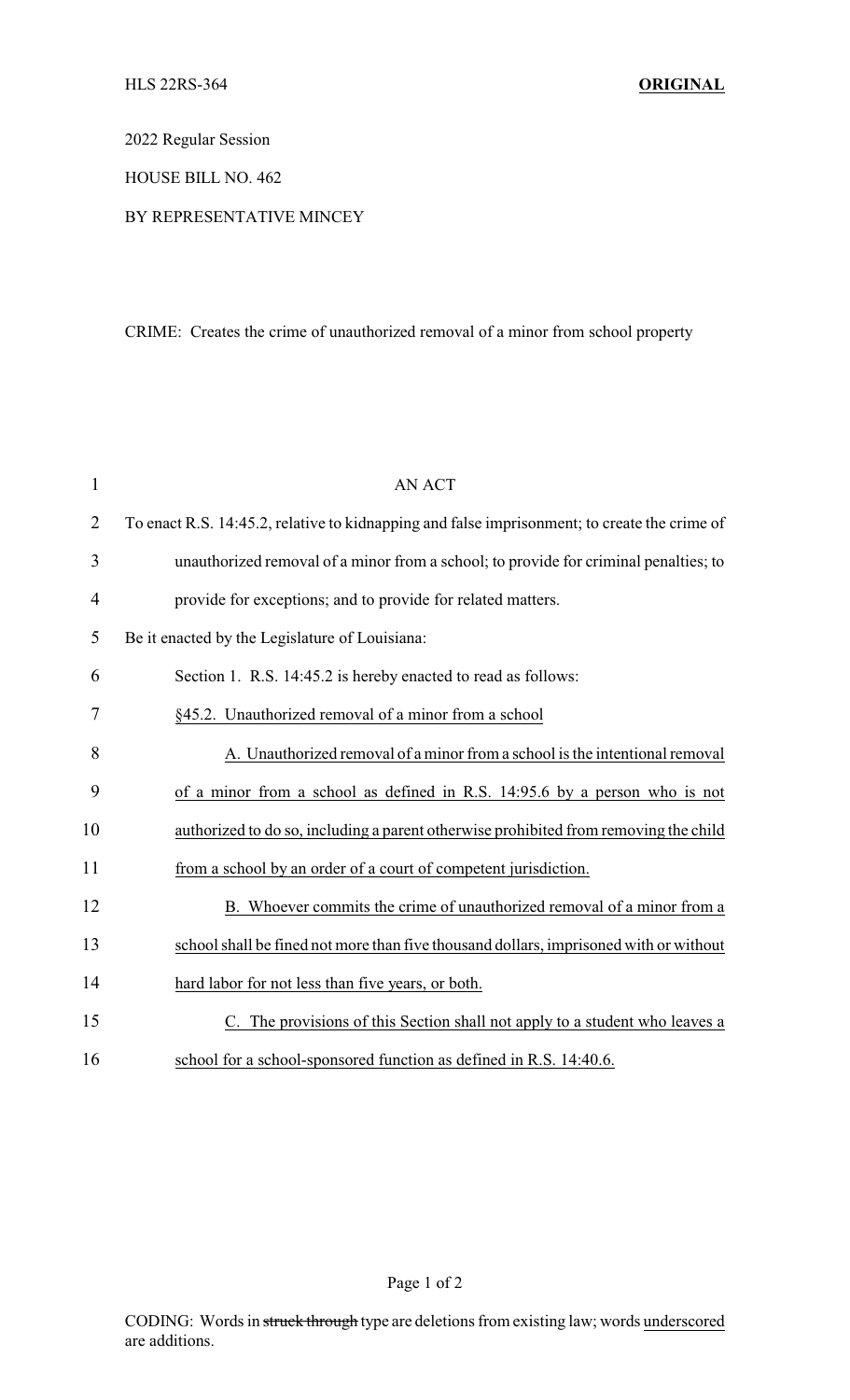HLS 22RS-364 **ORIGINAL**

2022 Regular Session

HOUSE BILL NO. 462

BY REPRESENTATIVE MINCEY

CRIME: Creates the crime of unauthorized removal of a minor from school property

AN ACT

To enact R.S. 14:45.2, relative to kidnapping and false imprisonment; to create the crime of unauthorized removal of a minor from a school; to provide for criminal penalties; to provide for exceptions; and to provide for related matters.

Be it enacted by the Legislature of Louisiana:

Section 1. R.S. 14:45.2 is hereby enacted to read as follows:

<u>§45.2. Unauthorized removal of a minor from a school</u>

<u>A. Unauthorized removal of a minor from a school is the intentional removal of a minor from a school as defined in R.S. 14:95.6 by a person who is not authorized to do so, including a parent otherwise prohibited from removing the child from a school by an order of a court of competent jurisdiction.</u>

<u>B. Whoever commits the crime of unauthorized removal of a minor from a school shall be fined not more than five thousand dollars, imprisoned with or without hard labor for not less than five years, or both.</u>

<u>C. The provisions of this Section shall not apply to a student who leaves a school for a school-sponsored function as defined in R.S. 14:40.6.</u>

CODING: Words in ~~struck through~~ type are deletions from existing law; words <u>underscored</u> are additions.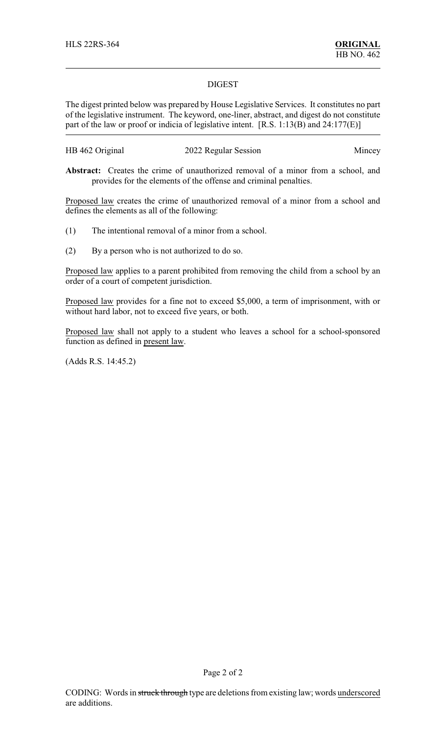HLS 22RS-364 **ORIGINAL**
HB NO. 462

## DIGEST

The digest printed below was prepared by House Legislative Services. It constitutes no part of the legislative instrument. The keyword, one-liner, abstract, and digest do not constitute part of the law or proof or indicia of legislative intent. [R.S. 1:13(B) and 24:177(E)]

HB 462 Original — 2022 Regular Session — Mincey

**Abstract:** Creates the crime of unauthorized removal of a minor from a school, and provides for the elements of the offense and criminal penalties.

Proposed law creates the crime of unauthorized removal of a minor from a school and defines the elements as all of the following:

(1) The intentional removal of a minor from a school.

(2) By a person who is not authorized to do so.

Proposed law applies to a parent prohibited from removing the child from a school by an order of a court of competent jurisdiction.

Proposed law provides for a fine not to exceed $5,000, a term of imprisonment, with or without hard labor, not to exceed five years, or both.

Proposed law shall not apply to a student who leaves a school for a school-sponsored function as defined in present law.

(Adds R.S. 14:45.2)

CODING: Words in ~~struck through~~ type are deletions from existing law; words underscored are additions.